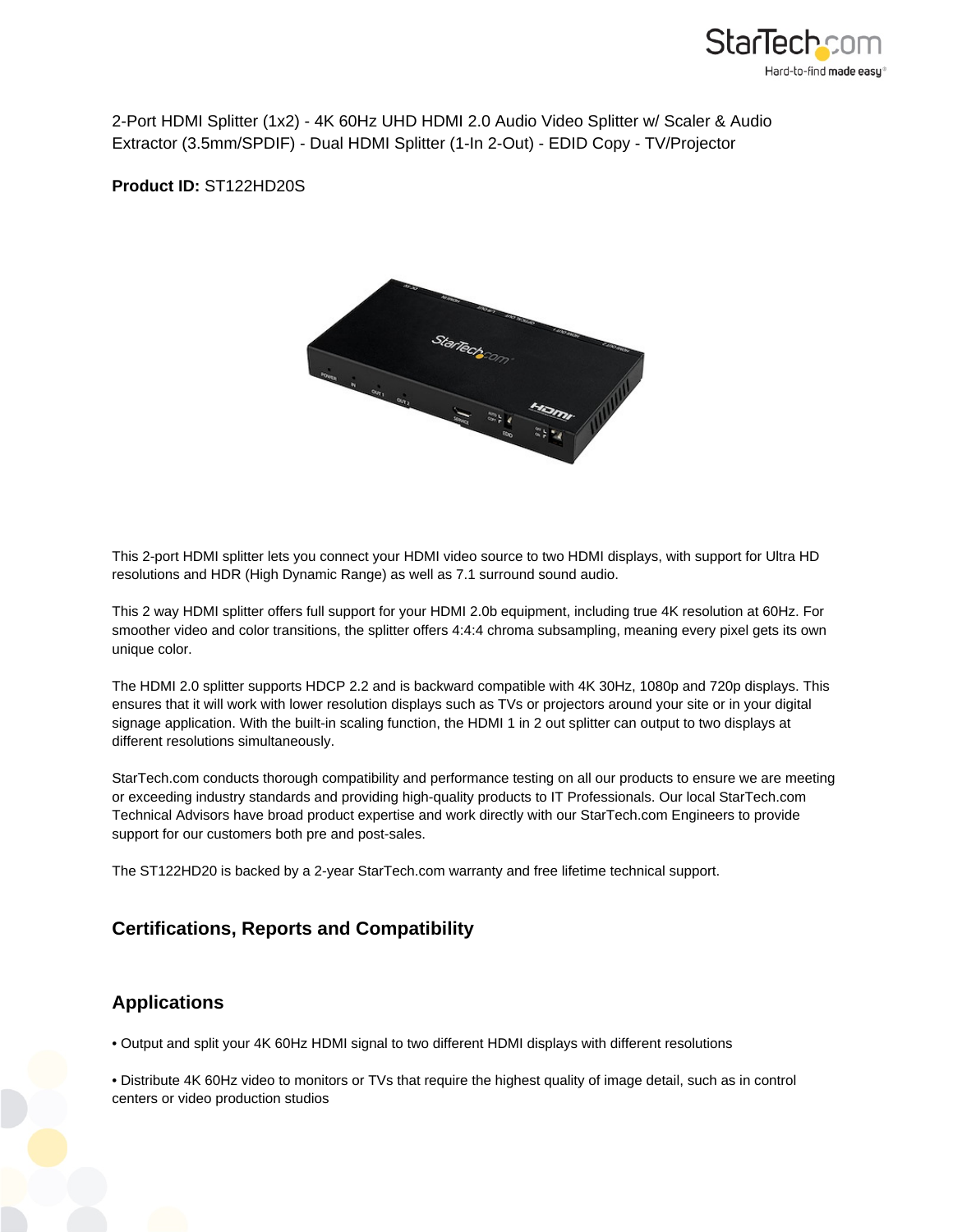2-Port HDMI Splitter (1x2) - 4K 60Hz UHD HDMI 2.0 Audio Video Splitter w/ Scaler & Audio Extractor (3.5mm/SPDIF) - Dual HDMI Splitter (1-In 2-Out) - EDID Copy - TV/Projector

**Product ID:** ST122HD20S

This 2-port HDMI splitter lets you connect your HDMI video source to two HDMI displays, with support for Ultra HD resolutions and HDR (High Dynamic Range) as well as 7.1 surround sound audio.

This 2 way HDMI splitter offers full support for your HDMI 2.0b equipment, including true 4K resolution at 60Hz. For smoother video and color transitions, the splitter offers 4:4:4 chroma subsampling, meaning every pixel gets its own unique color.

The HDMI 2.0 splitter supports HDCP 2.2 and is backward compatible with 4K 30Hz, 1080p and 720p displays. This ensures that it will work with lower resolution displays such as TVs or projectors around your site or in your digital signage application. With the built-in scaling function, the HDMI 1 in 2 out splitter can output to two displays at different resolutions simultaneously.

StarTech.com conducts thorough compatibility and performance testing on all our products to ensure we are meeting or exceeding industry standards and providing high-quality products to IT Professionals. Our local StarTech.com Technical Advisors have broad product expertise and work directly with our StarTech.com Engineers to provide support for our customers both pre and post-sales.

The ST122HD20 is backed by a 2-year StarTech.com warranty and free lifetime technical support.

## Certifications, Reports and Compatibility

## Applications

- Output and split your 4K 60Hz HDMI signal to two different HDMI displays with different resolutions

- Distribute 4K 60Hz video to monitors or TVs that require the highest quality of image detail, such as in control centers or video production studios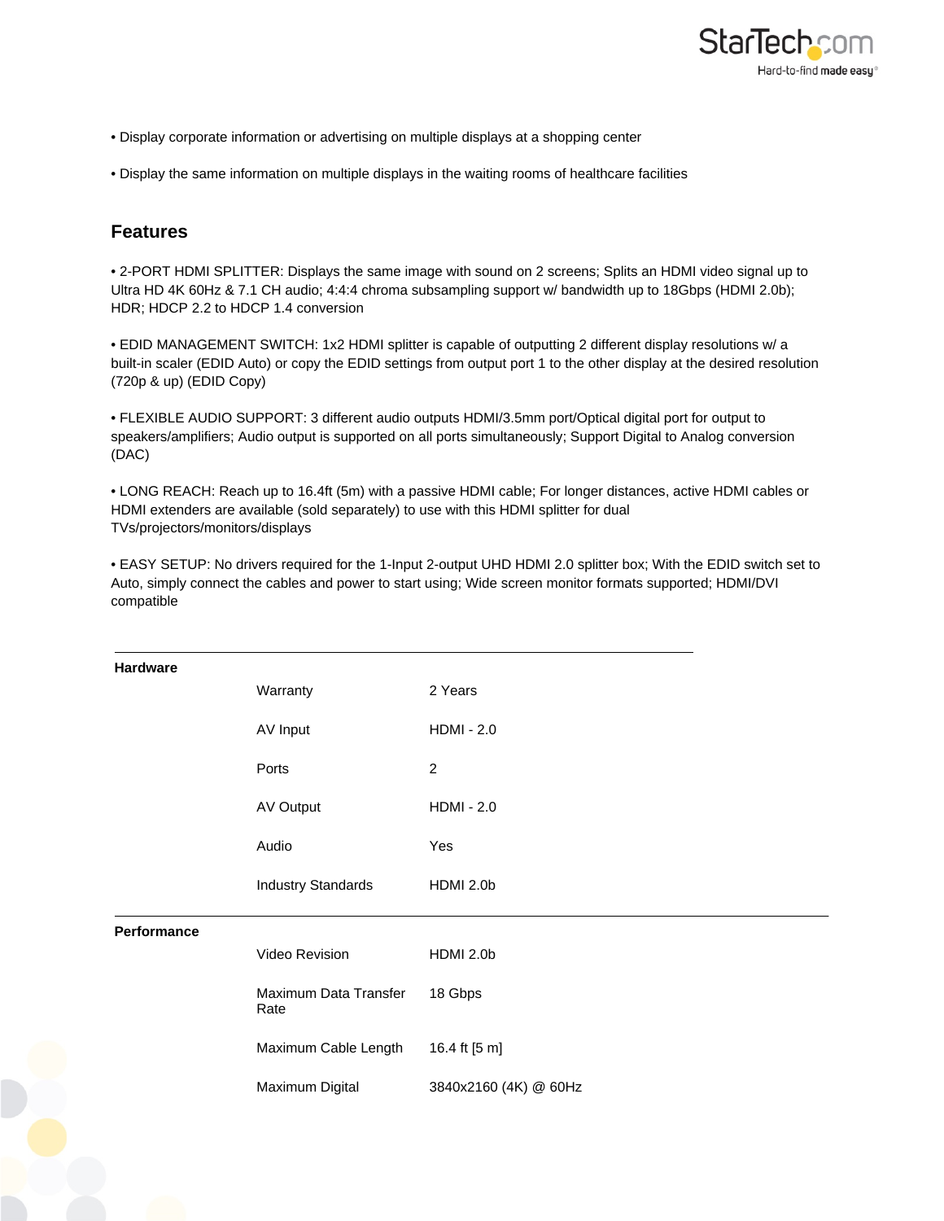• Display corporate information or advertising on multiple displays at a shopping center

• Display the same information on multiple displays in the waiting rooms of healthcare facilities

## Features

• 2-PORT HDMI SPLITTER: Displays the same image with sound on 2 screens; Splits an HDMI video signal up to Ultra HD 4K 60Hz & 7.1 CH audio; 4:4:4 chroma subsampling support w/ bandwidth up to 18Gbps (HDMI 2.0b); HDR; HDCP 2.2 to HDCP 1.4 conversion

• EDID MANAGEMENT SWITCH: 1x2 HDMI splitter is capable of outputting 2 different display resolutions w/ a built-in scaler (EDID Auto) or copy the EDID settings from output port 1 to the other display at the desired resolution (720p & up) (EDID Copy)

• FLEXIBLE AUDIO SUPPORT: 3 different audio outputs HDMI/3.5mm port/Optical digital port for output to speakers/amplifiers; Audio output is supported on all ports simultaneously; Support Digital to Analog conversion (DAC)

• LONG REACH: Reach up to 16.4ft (5m) with a passive HDMI cable; For longer distances, active HDMI cables or HDMI extenders are available (sold separately) to use with this HDMI splitter for dual TVs/projectors/monitors/displays

• EASY SETUP: No drivers required for the 1-Input 2-output UHD HDMI 2.0 splitter box; With the EDID switch set to Auto, simply connect the cables and power to start using; Wide screen monitor formats supported; HDMI/DVI compatible

| | | |
|---|---|---|
| **Hardware** | Warranty | 2 Years |
| | AV Input | HDMI - 2.0 |
| | Ports | 2 |
| | AV Output | HDMI - 2.0 |
| | Audio | Yes |
| | Industry Standards | HDMI 2.0b |
| **Performance** | Video Revision | HDMI 2.0b |
| | Maximum Data Transfer Rate | 18 Gbps |
| | Maximum Cable Length | 16.4 ft [5 m] |
| | Maximum Digital | 3840x2160 (4K) @ 60Hz |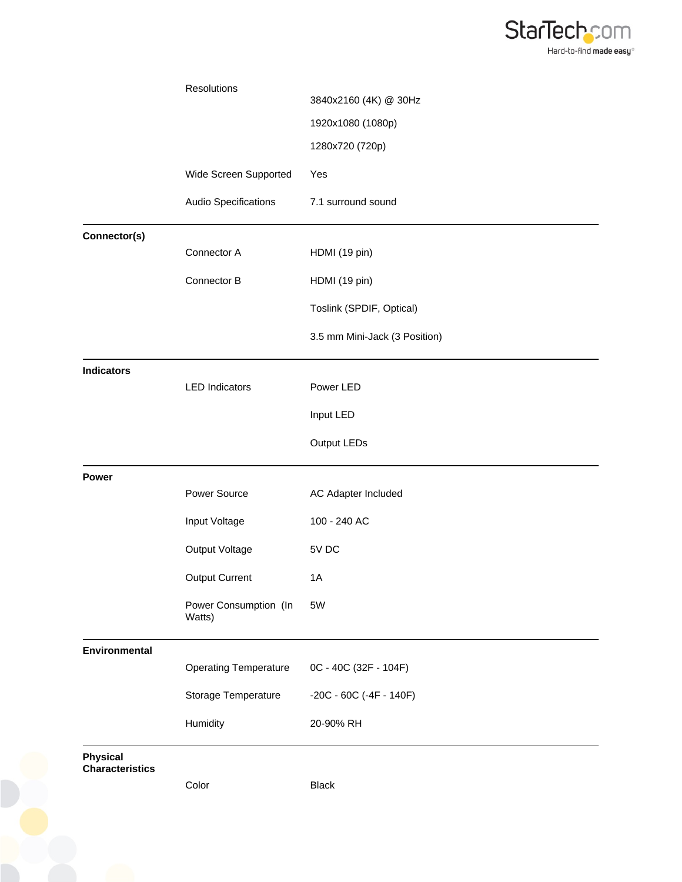| | | |
|---|---|---|
| | Resolutions | 3840x2160 (4K) @ 30Hz<br>1920x1080 (1080p)<br>1280x720 (720p) |
| | Wide Screen Supported | Yes |
| | Audio Specifications | 7.1 surround sound |
| **Connector(s)** | | |
| | Connector A | HDMI (19 pin) |
| | Connector B | HDMI (19 pin)<br>Toslink (SPDIF, Optical)<br>3.5 mm Mini-Jack (3 Position) |
| **Indicators** | | |
| | LED Indicators | Power LED<br>Input LED<br>Output LEDs |
| **Power** | | |
| | Power Source | AC Adapter Included |
| | Input Voltage | 100 - 240 AC |
| | Output Voltage | 5V DC |
| | Output Current | 1A |
| | Power Consumption (In Watts) | 5W |
| **Environmental** | | |
| | Operating Temperature | 0C - 40C (32F - 104F) |
| | Storage Temperature | -20C - 60C (-4F - 140F) |
| | Humidity | 20-90% RH |
| **Physical Characteristics** | | |
| | Color | Black |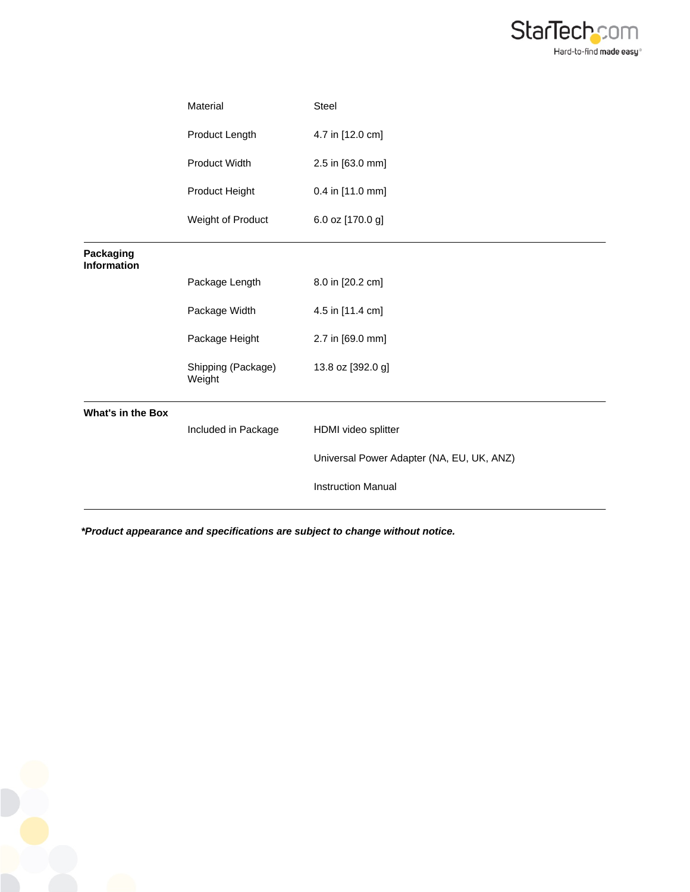| | | |
|---|---|---|
| | Material | Steel |
| | Product Length | 4.7 in [12.0 cm] |
| | Product Width | 2.5 in [63.0 mm] |
| | Product Height | 0.4 in [11.0 mm] |
| | Weight of Product | 6.0 oz [170.0 g] |
| **Packaging Information** | | |
| | Package Length | 8.0 in [20.2 cm] |
| | Package Width | 4.5 in [11.4 cm] |
| | Package Height | 2.7 in [69.0 mm] |
| | Shipping (Package) Weight | 13.8 oz [392.0 g] |
| **What's in the Box** | | |
| | Included in Package | HDMI video splitter |
| | | Universal Power Adapter (NA, EU, UK, ANZ) |
| | | Instruction Manual |

***Product appearance and specifications are subject to change without notice.***